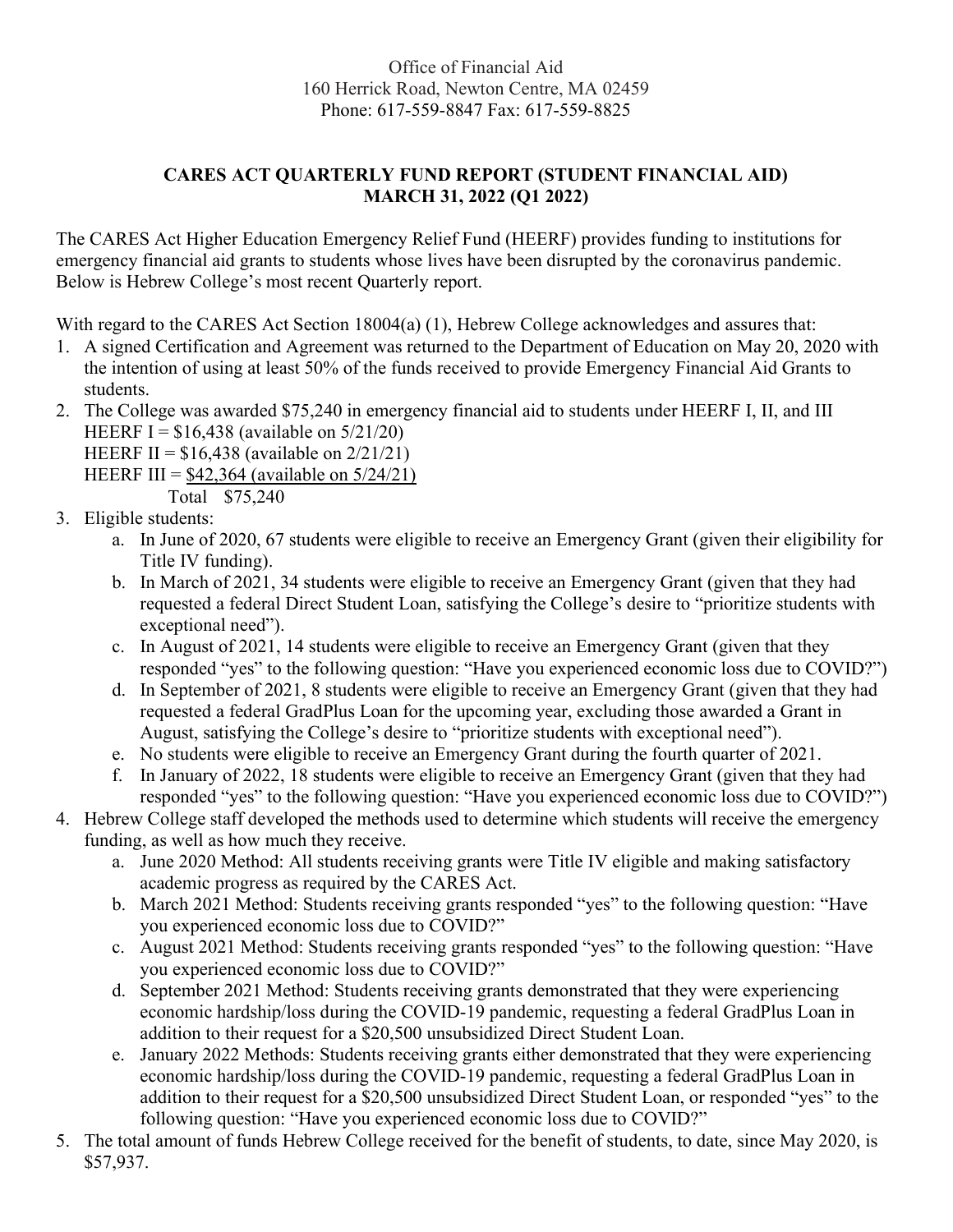Office of Financial Aid
160 Herrick Road, Newton Centre, MA 02459
Phone: 617-559-8847 Fax: 617-559-8825

## CARES ACT QUARTERLY FUND REPORT (STUDENT FINANCIAL AID) MARCH 31, 2022 (Q1 2022)

The CARES Act Higher Education Emergency Relief Fund (HEERF) provides funding to institutions for emergency financial aid grants to students whose lives have been disrupted by the coronavirus pandemic. Below is Hebrew College's most recent Quarterly report.

With regard to the CARES Act Section 18004(a) (1), Hebrew College acknowledges and assures that:

1. A signed Certification and Agreement was returned to the Department of Education on May 20, 2020 with the intention of using at least 50% of the funds received to provide Emergency Financial Aid Grants to students.
2. The College was awarded $75,240 in emergency financial aid to students under HEERF I, II, and III
   HEERF I = $16,438 (available on 5/21/20)
   HEERF II = $16,438 (available on 2/21/21)
   HEERF III = $42,364 (available on 5/24/21)
   Total $75,240
3. Eligible students:
   a. In June of 2020, 67 students were eligible to receive an Emergency Grant (given their eligibility for Title IV funding).
   b. In March of 2021, 34 students were eligible to receive an Emergency Grant (given that they had requested a federal Direct Student Loan, satisfying the College's desire to "prioritize students with exceptional need").
   c. In August of 2021, 14 students were eligible to receive an Emergency Grant (given that they responded "yes" to the following question: "Have you experienced economic loss due to COVID?")
   d. In September of 2021, 8 students were eligible to receive an Emergency Grant (given that they had requested a federal GradPlus Loan for the upcoming year, excluding those awarded a Grant in August, satisfying the College's desire to "prioritize students with exceptional need").
   e. No students were eligible to receive an Emergency Grant during the fourth quarter of 2021.
   f. In January of 2022, 18 students were eligible to receive an Emergency Grant (given that they had responded "yes" to the following question: "Have you experienced economic loss due to COVID?")
4. Hebrew College staff developed the methods used to determine which students will receive the emergency funding, as well as how much they receive.
   a. June 2020 Method: All students receiving grants were Title IV eligible and making satisfactory academic progress as required by the CARES Act.
   b. March 2021 Method: Students receiving grants responded "yes" to the following question: "Have you experienced economic loss due to COVID?"
   c. August 2021 Method: Students receiving grants responded "yes" to the following question: "Have you experienced economic loss due to COVID?"
   d. September 2021 Method: Students receiving grants demonstrated that they were experiencing economic hardship/loss during the COVID-19 pandemic, requesting a federal GradPlus Loan in addition to their request for a $20,500 unsubsidized Direct Student Loan.
   e. January 2022 Methods: Students receiving grants either demonstrated that they were experiencing economic hardship/loss during the COVID-19 pandemic, requesting a federal GradPlus Loan in addition to their request for a $20,500 unsubsidized Direct Student Loan, or responded "yes" to the following question: "Have you experienced economic loss due to COVID?"
5. The total amount of funds Hebrew College received for the benefit of students, to date, since May 2020, is $57,937.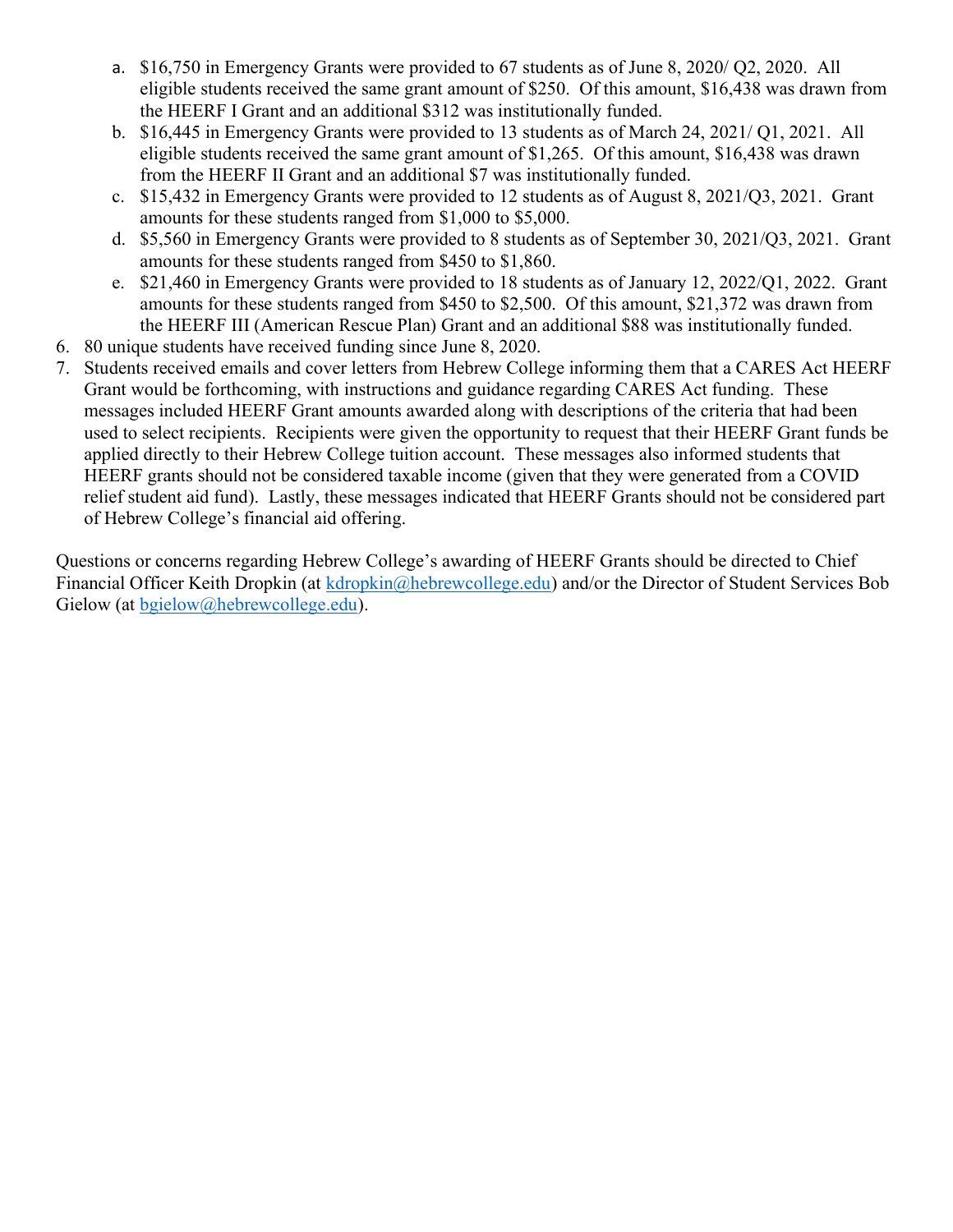a. $16,750 in Emergency Grants were provided to 67 students as of June 8, 2020/ Q2, 2020. All eligible students received the same grant amount of $250. Of this amount, $16,438 was drawn from the HEERF I Grant and an additional $312 was institutionally funded.
   b. $16,445 in Emergency Grants were provided to 13 students as of March 24, 2021/ Q1, 2021. All eligible students received the same grant amount of $1,265. Of this amount, $16,438 was drawn from the HEERF II Grant and an additional $7 was institutionally funded.
   c. $15,432 in Emergency Grants were provided to 12 students as of August 8, 2021/Q3, 2021. Grant amounts for these students ranged from $1,000 to $5,000.
   d. $5,560 in Emergency Grants were provided to 8 students as of September 30, 2021/Q3, 2021. Grant amounts for these students ranged from $450 to $1,860.
   e. $21,460 in Emergency Grants were provided to 18 students as of January 12, 2022/Q1, 2022. Grant amounts for these students ranged from $450 to $2,500. Of this amount, $21,372 was drawn from the HEERF III (American Rescue Plan) Grant and an additional $88 was institutionally funded.
6. 80 unique students have received funding since June 8, 2020.
7. Students received emails and cover letters from Hebrew College informing them that a CARES Act HEERF Grant would be forthcoming, with instructions and guidance regarding CARES Act funding. These messages included HEERF Grant amounts awarded along with descriptions of the criteria that had been used to select recipients. Recipients were given the opportunity to request that their HEERF Grant funds be applied directly to their Hebrew College tuition account. These messages also informed students that HEERF grants should not be considered taxable income (given that they were generated from a COVID relief student aid fund). Lastly, these messages indicated that HEERF Grants should not be considered part of Hebrew College's financial aid offering.

Questions or concerns regarding Hebrew College's awarding of HEERF Grants should be directed to Chief Financial Officer Keith Dropkin (at kdropkin@hebrewcollege.edu) and/or the Director of Student Services Bob Gielow (at bgielow@hebrewcollege.edu).